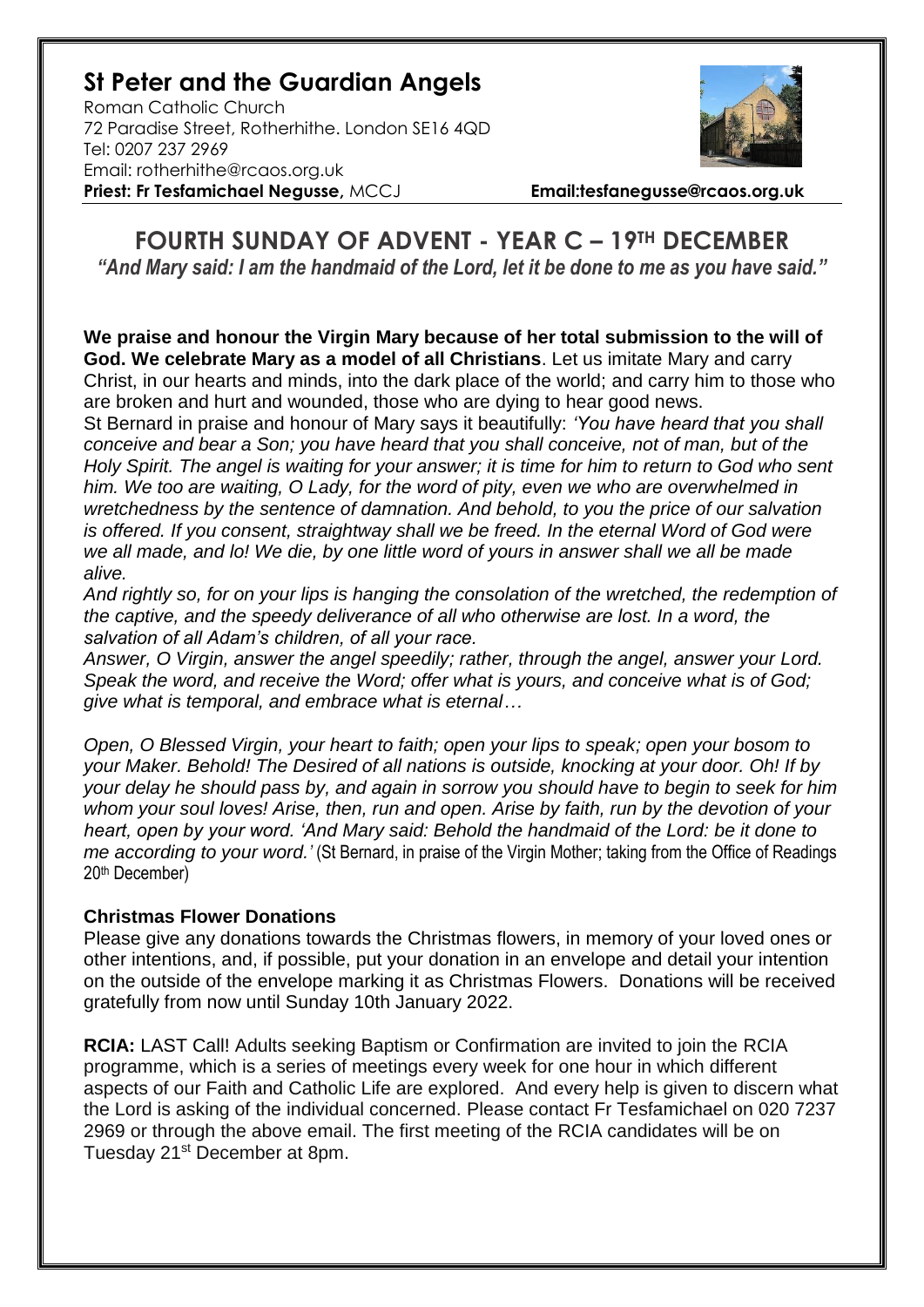# St Peter and the Guardian Angels

Roman Catholic Church
72 Paradise Street, Rotherhithe. London SE16 4QD
Tel: 0207 237 2969
Email: rotherhithe@rcaos.org.uk
**Priest: Fr Tesfamichael Negusse,** MCCJ **Email:tesfanegusse@rcaos.org.uk**

## FOURTH SUNDAY OF ADVENT - YEAR C – 19TH DECEMBER

*"And Mary said: I am the handmaid of the Lord, let it be done to me as you have said."*

**We praise and honour the Virgin Mary because of her total submission to the will of God. We celebrate Mary as a model of all Christians**. Let us imitate Mary and carry Christ, in our hearts and minds, into the dark place of the world; and carry him to those who are broken and hurt and wounded, those who are dying to hear good news.

St Bernard in praise and honour of Mary says it beautifully: *'You have heard that you shall conceive and bear a Son; you have heard that you shall conceive, not of man, but of the Holy Spirit. The angel is waiting for your answer; it is time for him to return to God who sent him. We too are waiting, O Lady, for the word of pity, even we who are overwhelmed in wretchedness by the sentence of damnation. And behold, to you the price of our salvation is offered. If you consent, straightway shall we be freed. In the eternal Word of God were we all made, and lo! We die, by one little word of yours in answer shall we all be made alive.*

*And rightly so, for on your lips is hanging the consolation of the wretched, the redemption of the captive, and the speedy deliverance of all who otherwise are lost. In a word, the salvation of all Adam's children, of all your race.*

*Answer, O Virgin, answer the angel speedily; rather, through the angel, answer your Lord. Speak the word, and receive the Word; offer what is yours, and conceive what is of God; give what is temporal, and embrace what is eternal…*

*Open, O Blessed Virgin, your heart to faith; open your lips to speak; open your bosom to your Maker. Behold! The Desired of all nations is outside, knocking at your door. Oh! If by your delay he should pass by, and again in sorrow you should have to begin to seek for him whom your soul loves! Arise, then, run and open. Arise by faith, run by the devotion of your heart, open by your word. 'And Mary said: Behold the handmaid of the Lord: be it done to me according to your word.'* (St Bernard, in praise of the Virgin Mother; taking from the Office of Readings 20th December)

**Christmas Flower Donations**

Please give any donations towards the Christmas flowers, in memory of your loved ones or other intentions, and, if possible, put your donation in an envelope and detail your intention on the outside of the envelope marking it as Christmas Flowers. Donations will be received gratefully from now until Sunday 10th January 2022.

**RCIA:** LAST Call! Adults seeking Baptism or Confirmation are invited to join the RCIA programme, which is a series of meetings every week for one hour in which different aspects of our Faith and Catholic Life are explored. And every help is given to discern what the Lord is asking of the individual concerned. Please contact Fr Tesfamichael on 020 7237 2969 or through the above email. The first meeting of the RCIA candidates will be on Tuesday 21st December at 8pm.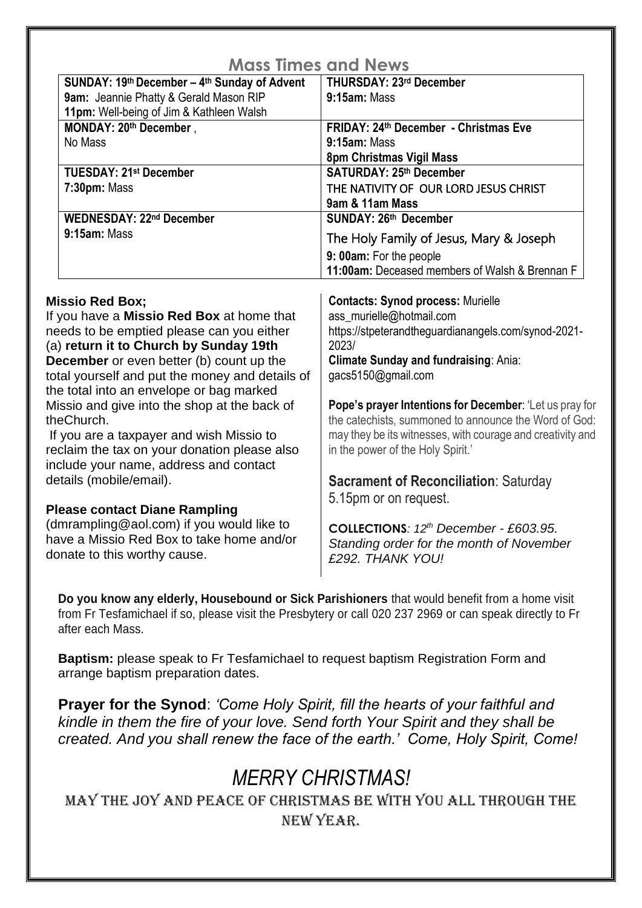## Mass Times and News

| | |
|---|---|
| **SUNDAY: 19th December – 4th Sunday of Advent**<br>**9am:** Jeannie Phatty & Gerald Mason RIP<br>**11pm:** Well-being of Jim & Kathleen Walsh | **THURSDAY: 23rd December**<br>**9:15am:** Mass |
| **MONDAY: 20th December** ,<br>No Mass | **FRIDAY: 24th December - Christmas Eve**<br>**9:15am:** Mass<br>**8pm Christmas Vigil Mass** |
| **TUESDAY: 21st December**<br>**7:30pm:** Mass | **SATURDAY: 25th December**<br>THE NATIVITY OF OUR LORD JESUS CHRIST<br>**9am & 11am Mass** |
| **WEDNESDAY: 22nd December**<br>**9:15am:** Mass | **SUNDAY: 26th December**<br>The Holy Family of Jesus, Mary & Joseph<br>**9: 00am:** For the people<br>**11:00am:** Deceased members of Walsh & Brennan F |

**Missio Red Box;**
If you have a **Missio Red Box** at home that needs to be emptied please can you either (a) **return it to Church by Sunday 19th December** or even better (b) count up the total yourself and put the money and details of the total into an envelope or bag marked Missio and give into the shop at the back of theChurch.
If you are a taxpayer and wish Missio to reclaim the tax on your donation please also include your name, address and contact details (mobile/email).

**Please contact Diane Rampling**
(dmrampling@aol.com) if you would like to have a Missio Red Box to take home and/or donate to this worthy cause.

**Contacts: Synod process:** Murielle
ass_murielle@hotmail.com
https://stpeterandtheguardianangels.com/synod-2021-2023/
**Climate Sunday and fundraising**: Ania: gacs5150@gmail.com

**Pope's prayer Intentions for December**: 'Let us pray for the catechists, summoned to announce the Word of God: may they be its witnesses, with courage and creativity and in the power of the Holy Spirit.'

**Sacrament of Reconciliation**: Saturday 5.15pm or on request.

**COLLECTIONS***: 12th December - £603.95. Standing order for the month of November £292. THANK YOU!*

**Do you know any elderly, Housebound or Sick Parishioners** that would benefit from a home visit from Fr Tesfamichael if so, please visit the Presbytery or call 020 237 2969 or can speak directly to Fr after each Mass.

**Baptism:** please speak to Fr Tesfamichael to request baptism Registration Form and arrange baptism preparation dates.

**Prayer for the Synod**: *'Come Holy Spirit, fill the hearts of your faithful and kindle in them the fire of your love. Send forth Your Spirit and they shall be created. And you shall renew the face of the earth.' Come, Holy Spirit, Come!*

# *MERRY CHRISTMAS!*

MAY THE JOY AND PEACE OF CHRISTMAS BE WITH YOU ALL THROUGH THE NEW YEAR.